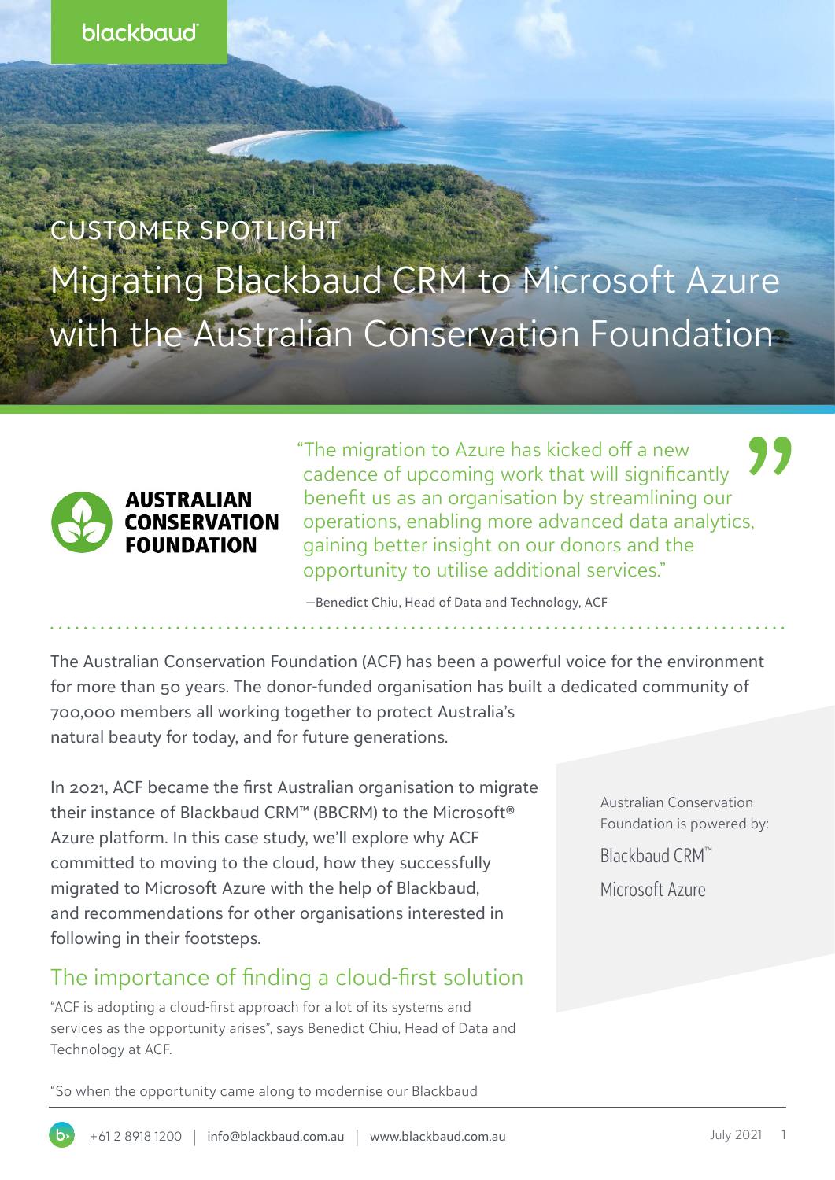blackbaud

CUSTOMER SPOTLIGHT

# Migrating Blackbaud CRM to Microsoft Azure with the Australian Conservation Foundation

AUSTRALIAN CONSERVATION FOUNDATION

"The migration to Azure has kicked off a new cadence of upcoming work that will significantly benefit us as an organisation by streamlining our operations, enabling more advanced data analytics, gaining better insight on our donors and the opportunity to utilise additional services."

—Benedict Chiu, Head of Data and Technology, ACF

The Australian Conservation Foundation (ACF) has been a powerful voice for the environment for more than 50 years. The donor-funded organisation has built a dedicated community of 700,000 members all working together to protect Australia's natural beauty for today, and for future generations.

In 2021, ACF became the first Australian organisation to migrate their instance of Blackbaud CRM™ (BBCRM) to the Microsoft® Azure platform. In this case study, we'll explore why ACF committed to moving to the cloud, how they successfully migrated to Microsoft Azure with the help of Blackbaud, and recommendations for other organisations interested in following in their footsteps.

Australian Conservation Foundation is powered by:

Blackbaud CRM™

Microsoft Azure

## The importance of finding a cloud-first solution

"ACF is adopting a cloud-first approach for a lot of its systems and services as the opportunity arises", says Benedict Chiu, Head of Data and Technology at ACF.

"So when the opportunity came along to modernise our Blackbaud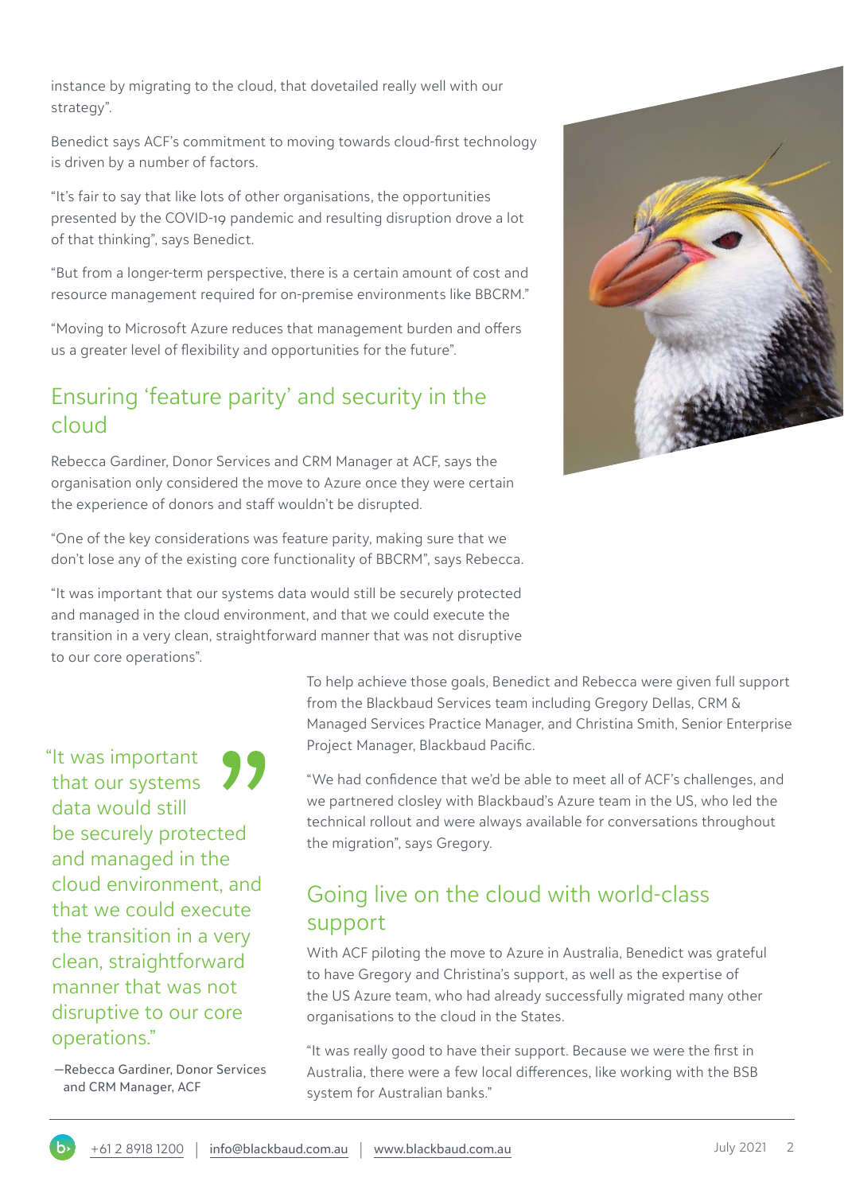instance by migrating to the cloud, that dovetailed really well with our strategy".

Benedict says ACF's commitment to moving towards cloud-first technology is driven by a number of factors.

"It's fair to say that like lots of other organisations, the opportunities presented by the COVID-19 pandemic and resulting disruption drove a lot of that thinking", says Benedict.

"But from a longer-term perspective, there is a certain amount of cost and resource management required for on-premise environments like BBCRM."

"Moving to Microsoft Azure reduces that management burden and offers us a greater level of flexibility and opportunities for the future".

## Ensuring 'feature parity' and security in the cloud

Rebecca Gardiner, Donor Services and CRM Manager at ACF, says the organisation only considered the move to Azure once they were certain the experience of donors and staff wouldn't be disrupted.

"One of the key considerations was feature parity, making sure that we don't lose any of the existing core functionality of BBCRM", says Rebecca.

"It was important that our systems data would still be securely protected and managed in the cloud environment, and that we could execute the transition in a very clean, straightforward manner that was not disruptive to our core operations".

> "It was important that our systems data would still be securely protected and managed in the cloud environment, and that we could execute the transition in a very clean, straightforward manner that was not disruptive to our core operations."
>
> —Rebecca Gardiner, Donor Services and CRM Manager, ACF

To help achieve those goals, Benedict and Rebecca were given full support from the Blackbaud Services team including Gregory Dellas, CRM & Managed Services Practice Manager, and Christina Smith, Senior Enterprise Project Manager, Blackbaud Pacific.

"We had confidence that we'd be able to meet all of ACF's challenges, and we partnered closley with Blackbaud's Azure team in the US, who led the technical rollout and were always available for conversations throughout the migration", says Gregory.

## Going live on the cloud with world-class support

With ACF piloting the move to Azure in Australia, Benedict was grateful to have Gregory and Christina's support, as well as the expertise of the US Azure team, who had already successfully migrated many other organisations to the cloud in the States.

"It was really good to have their support. Because we were the first in Australia, there were a few local differences, like working with the BSB system for Australian banks."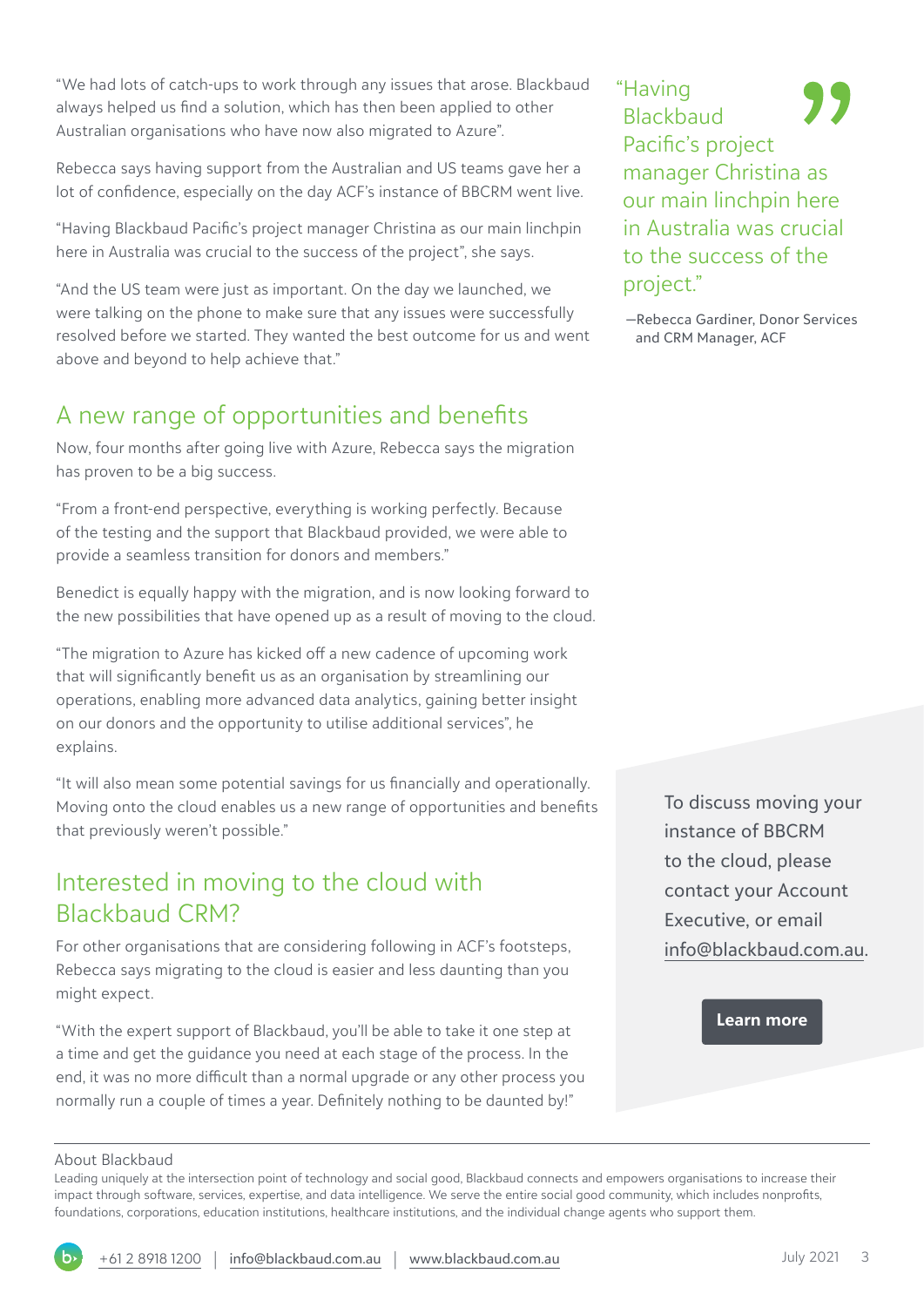"We had lots of catch-ups to work through any issues that arose. Blackbaud always helped us find a solution, which has then been applied to other Australian organisations who have now also migrated to Azure".

Rebecca says having support from the Australian and US teams gave her a lot of confidence, especially on the day ACF's instance of BBCRM went live.

"Having Blackbaud Pacific's project manager Christina as our main linchpin here in Australia was crucial to the success of the project", she says.

"And the US team were just as important. On the day we launched, we were talking on the phone to make sure that any issues were successfully resolved before we started. They wanted the best outcome for us and went above and beyond to help achieve that."

> "Having Blackbaud Pacific's project manager Christina as our main linchpin here in Australia was crucial to the success of the project."
>
> —Rebecca Gardiner, Donor Services and CRM Manager, ACF

## A new range of opportunities and benefits

Now, four months after going live with Azure, Rebecca says the migration has proven to be a big success.

"From a front-end perspective, everything is working perfectly. Because of the testing and the support that Blackbaud provided, we were able to provide a seamless transition for donors and members."

Benedict is equally happy with the migration, and is now looking forward to the new possibilities that have opened up as a result of moving to the cloud.

"The migration to Azure has kicked off a new cadence of upcoming work that will significantly benefit us as an organisation by streamlining our operations, enabling more advanced data analytics, gaining better insight on our donors and the opportunity to utilise additional services", he explains.

"It will also mean some potential savings for us financially and operationally. Moving onto the cloud enables us a new range of opportunities and benefits that previously weren't possible."

## Interested in moving to the cloud with Blackbaud CRM?

For other organisations that are considering following in ACF's footsteps, Rebecca says migrating to the cloud is easier and less daunting than you might expect.

"With the expert support of Blackbaud, you'll be able to take it one step at a time and get the guidance you need at each stage of the process. In the end, it was no more difficult than a normal upgrade or any other process you normally run a couple of times a year. Definitely nothing to be daunted by!"

To discuss moving your instance of BBCRM to the cloud, please contact your Account Executive, or email info@blackbaud.com.au.

**Learn more**

About Blackbaud

Leading uniquely at the intersection point of technology and social good, Blackbaud connects and empowers organisations to increase their impact through software, services, expertise, and data intelligence. We serve the entire social good community, which includes nonprofits, foundations, corporations, education institutions, healthcare institutions, and the individual change agents who support them.

+61 2 8918 1200 | info@blackbaud.com.au | www.blackbaud.com.au

July 2021